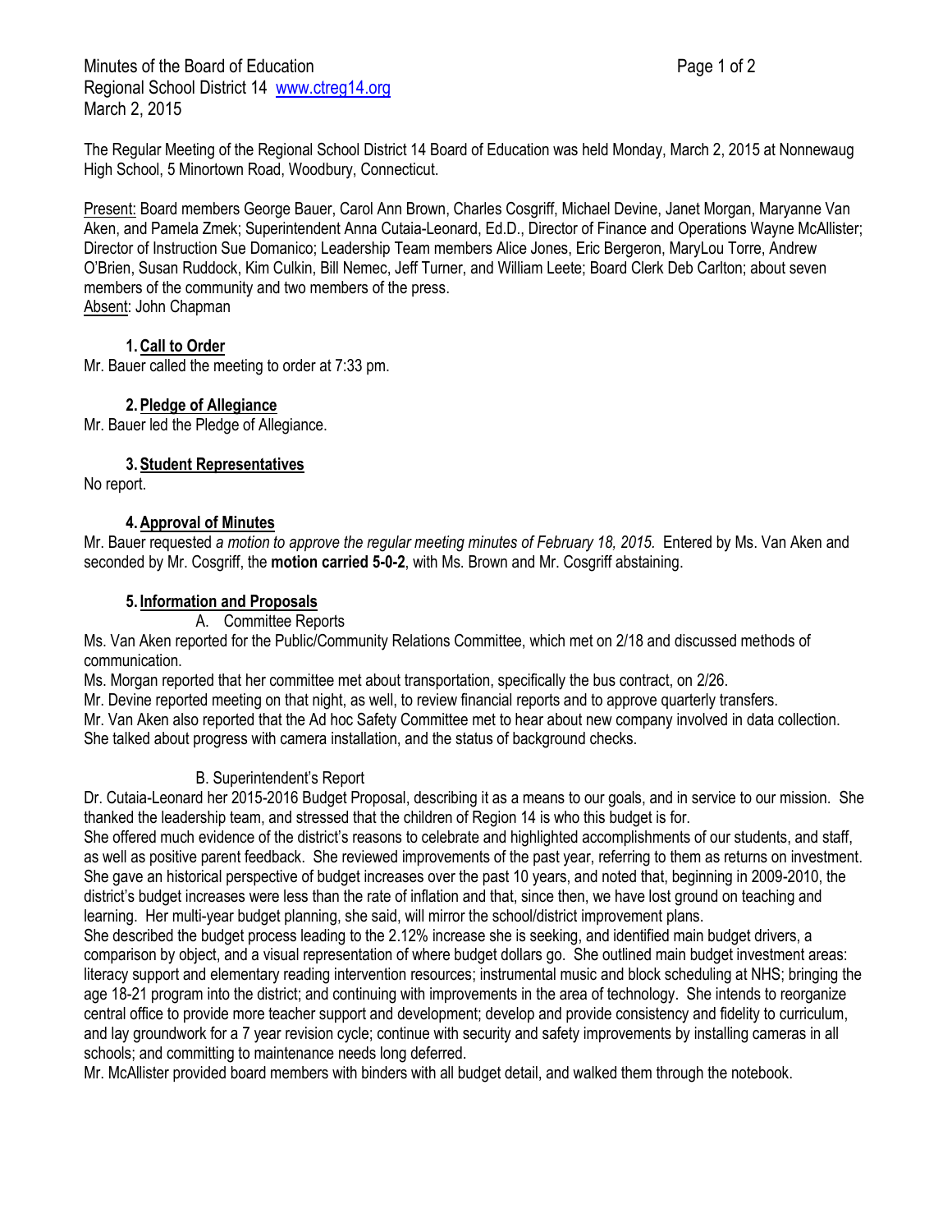Minutes of the Board of Education
Regional School District 14 www.ctreg14.org
March 2, 2015

The Regular Meeting of the Regional School District 14 Board of Education was held Monday, March 2, 2015 at Nonnewaug High School, 5 Minortown Road, Woodbury, Connecticut.

Present: Board members George Bauer, Carol Ann Brown, Charles Cosgriff, Michael Devine, Janet Morgan, Maryanne Van Aken, and Pamela Zmek; Superintendent Anna Cutaia-Leonard, Ed.D., Director of Finance and Operations Wayne McAllister; Director of Instruction Sue Domanico; Leadership Team members Alice Jones, Eric Bergeron, MaryLou Torre, Andrew O'Brien, Susan Ruddock, Kim Culkin, Bill Nemec, Jeff Turner, and William Leete; Board Clerk Deb Carlton; about seven members of the community and two members of the press.
Absent: John Chapman

## 1. Call to Order

Mr. Bauer called the meeting to order at 7:33 pm.

## 2. Pledge of Allegiance

Mr. Bauer led the Pledge of Allegiance.

## 3. Student Representatives

No report.

## 4. Approval of Minutes

Mr. Bauer requested *a motion to approve the regular meeting minutes of February 18, 2015.* Entered by Ms. Van Aken and seconded by Mr. Cosgriff, the **motion carried 5-0-2**, with Ms. Brown and Mr. Cosgriff abstaining.

## 5. Information and Proposals

### A. Committee Reports

Ms. Van Aken reported for the Public/Community Relations Committee, which met on 2/18 and discussed methods of communication.

Ms. Morgan reported that her committee met about transportation, specifically the bus contract, on 2/26.

Mr. Devine reported meeting on that night, as well, to review financial reports and to approve quarterly transfers.

Mr. Van Aken also reported that the Ad hoc Safety Committee met to hear about new company involved in data collection. She talked about progress with camera installation, and the status of background checks.

### B. Superintendent's Report

Dr. Cutaia-Leonard her 2015-2016 Budget Proposal, describing it as a means to our goals, and in service to our mission. She thanked the leadership team, and stressed that the children of Region 14 is who this budget is for.

She offered much evidence of the district's reasons to celebrate and highlighted accomplishments of our students, and staff, as well as positive parent feedback. She reviewed improvements of the past year, referring to them as returns on investment. She gave an historical perspective of budget increases over the past 10 years, and noted that, beginning in 2009-2010, the district's budget increases were less than the rate of inflation and that, since then, we have lost ground on teaching and learning. Her multi-year budget planning, she said, will mirror the school/district improvement plans.

She described the budget process leading to the 2.12% increase she is seeking, and identified main budget drivers, a comparison by object, and a visual representation of where budget dollars go. She outlined main budget investment areas: literacy support and elementary reading intervention resources; instrumental music and block scheduling at NHS; bringing the age 18-21 program into the district; and continuing with improvements in the area of technology. She intends to reorganize central office to provide more teacher support and development; develop and provide consistency and fidelity to curriculum, and lay groundwork for a 7 year revision cycle; continue with security and safety improvements by installing cameras in all schools; and committing to maintenance needs long deferred.

Mr. McAllister provided board members with binders with all budget detail, and walked them through the notebook.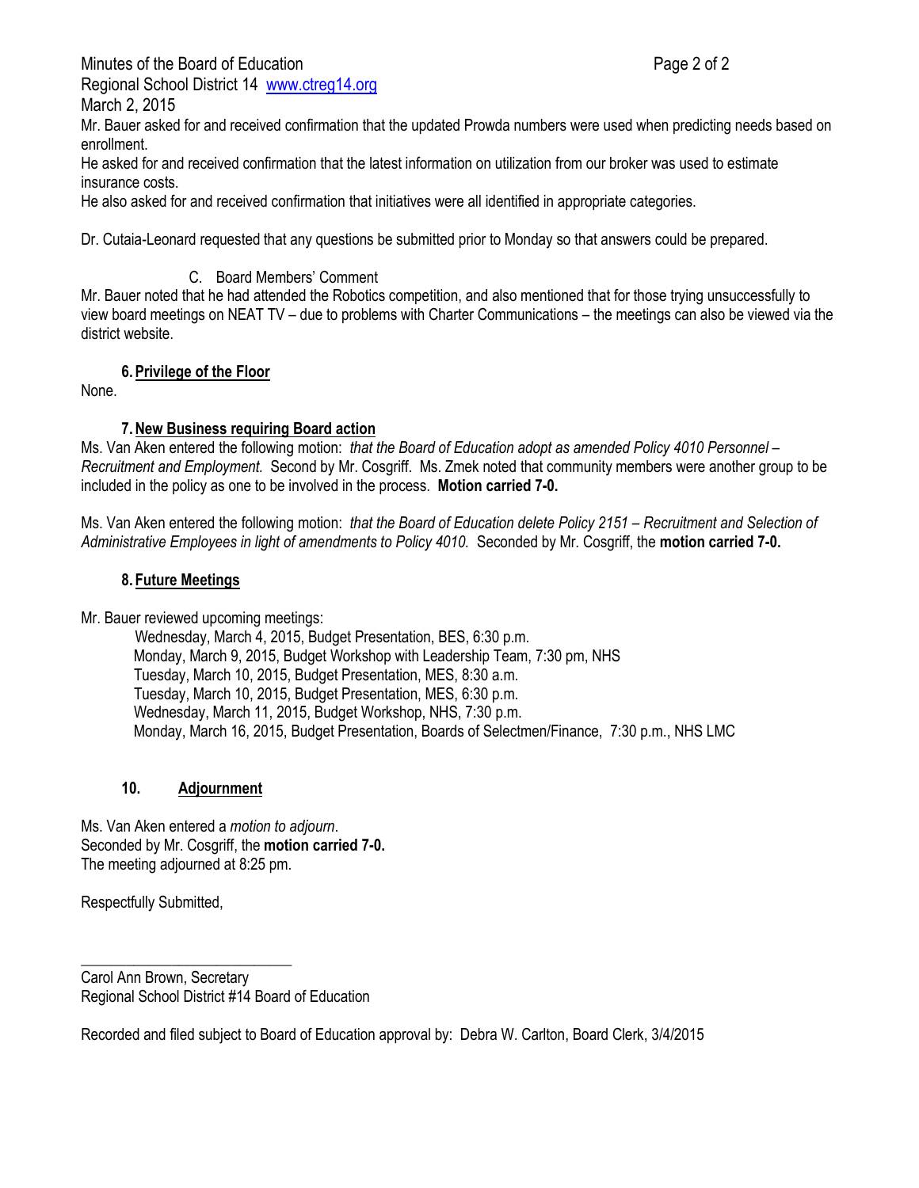Mr. Bauer asked for and received confirmation that the updated Prowda numbers were used when predicting needs based on enrollment.
He asked for and received confirmation that the latest information on utilization from our broker was used to estimate insurance costs.
He also asked for and received confirmation that initiatives were all identified in appropriate categories.

Dr. Cutaia-Leonard requested that any questions be submitted prior to Monday so that answers could be prepared.

C. Board Members' Comment

Mr. Bauer noted that he had attended the Robotics competition, and also mentioned that for those trying unsuccessfully to view board meetings on NEAT TV – due to problems with Charter Communications – the meetings can also be viewed via the district website.

## 6. Privilege of the Floor

None.

## 7. New Business requiring Board action

Ms. Van Aken entered the following motion: *that the Board of Education adopt as amended Policy 4010 Personnel – Recruitment and Employment.* Second by Mr. Cosgriff. Ms. Zmek noted that community members were another group to be included in the policy as one to be involved in the process. **Motion carried 7-0.**

Ms. Van Aken entered the following motion: *that the Board of Education delete Policy 2151 – Recruitment and Selection of Administrative Employees in light of amendments to Policy 4010.* Seconded by Mr. Cosgriff, the **motion carried 7-0.**

## 8. Future Meetings

Mr. Bauer reviewed upcoming meetings:

Wednesday, March 4, 2015, Budget Presentation, BES, 6:30 p.m.
Monday, March 9, 2015, Budget Workshop with Leadership Team, 7:30 pm, NHS
Tuesday, March 10, 2015, Budget Presentation, MES, 8:30 a.m.
Tuesday, March 10, 2015, Budget Presentation, MES, 6:30 p.m.
Wednesday, March 11, 2015, Budget Workshop, NHS, 7:30 p.m.
Monday, March 16, 2015, Budget Presentation, Boards of Selectmen/Finance, 7:30 p.m., NHS LMC

## 10. Adjournment

Ms. Van Aken entered a *motion to adjourn*.
Seconded by Mr. Cosgriff, the **motion carried 7-0.**
The meeting adjourned at 8:25 pm.

Respectfully Submitted,

\_\_\_\_\_\_\_\_\_\_\_\_\_\_\_\_\_\_\_\_\_\_\_\_\_\_\_\_
Carol Ann Brown, Secretary
Regional School District #14 Board of Education

Recorded and filed subject to Board of Education approval by: Debra W. Carlton, Board Clerk, 3/4/2015